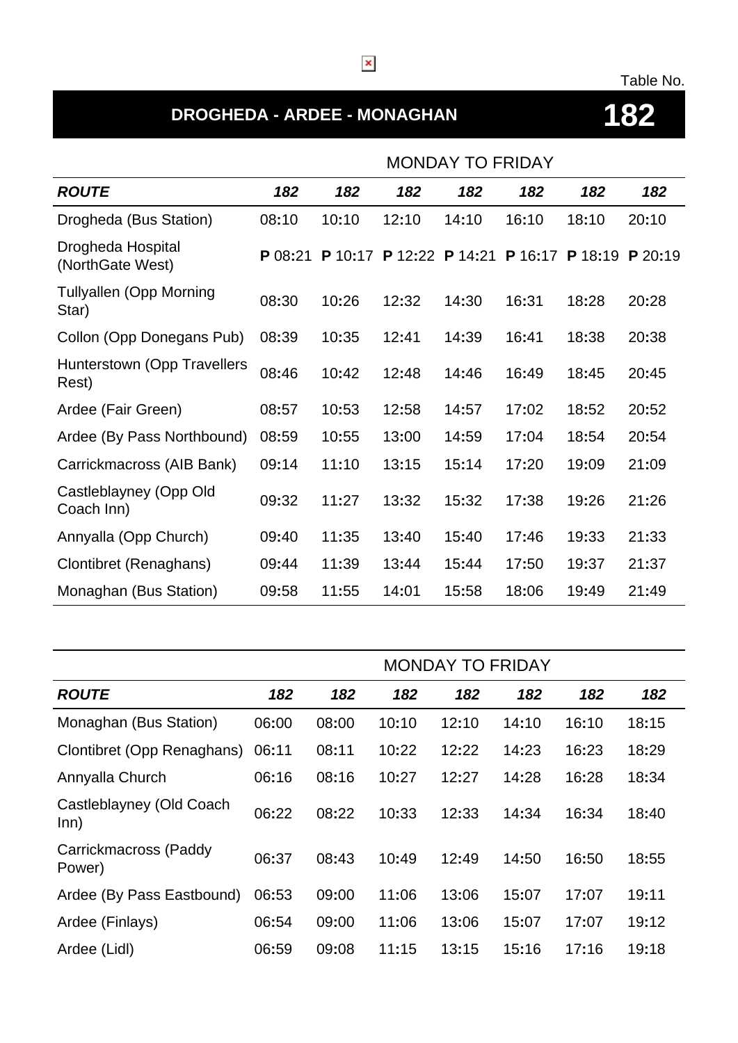Table No.

# DROGHEDA - ARDEE - MONAGHAN **182**

| | MONDAY TO FRIDAY | | | | | | |
|---|---|---|---|---|---|---|---|
| ***ROUTE*** | ***182*** | ***182*** | ***182*** | ***182*** | ***182*** | ***182*** | ***182*** |
| Drogheda (Bus Station) | 08:10 | 10:10 | 12:10 | 14:10 | 16:10 | 18:10 | 20:10 |
| Drogheda Hospital (NorthGate West) | **P** 08:21 | **P** 10:17 | **P** 12:22 | **P** 14:21 | **P** 16:17 | **P** 18:19 | **P** 20:19 |
| Tullyallen (Opp Morning Star) | 08:30 | 10:26 | 12:32 | 14:30 | 16:31 | 18:28 | 20:28 |
| Collon (Opp Donegans Pub) | 08:39 | 10:35 | 12:41 | 14:39 | 16:41 | 18:38 | 20:38 |
| Hunterstown (Opp Travellers Rest) | 08:46 | 10:42 | 12:48 | 14:46 | 16:49 | 18:45 | 20:45 |
| Ardee (Fair Green) | 08:57 | 10:53 | 12:58 | 14:57 | 17:02 | 18:52 | 20:52 |
| Ardee (By Pass Northbound) | 08:59 | 10:55 | 13:00 | 14:59 | 17:04 | 18:54 | 20:54 |
| Carrickmacross (AIB Bank) | 09:14 | 11:10 | 13:15 | 15:14 | 17:20 | 19:09 | 21:09 |
| Castleblayney (Opp Old Coach Inn) | 09:32 | 11:27 | 13:32 | 15:32 | 17:38 | 19:26 | 21:26 |
| Annyalla (Opp Church) | 09:40 | 11:35 | 13:40 | 15:40 | 17:46 | 19:33 | 21:33 |
| Clontibret (Renaghans) | 09:44 | 11:39 | 13:44 | 15:44 | 17:50 | 19:37 | 21:37 |
| Monaghan (Bus Station) | 09:58 | 11:55 | 14:01 | 15:58 | 18:06 | 19:49 | 21:49 |

| | MONDAY TO FRIDAY | | | | | | |
|---|---|---|---|---|---|---|---|
| ***ROUTE*** | ***182*** | ***182*** | ***182*** | ***182*** | ***182*** | ***182*** | ***182*** |
| Monaghan (Bus Station) | 06:00 | 08:00 | 10:10 | 12:10 | 14:10 | 16:10 | 18:15 |
| Clontibret (Opp Renaghans) | 06:11 | 08:11 | 10:22 | 12:22 | 14:23 | 16:23 | 18:29 |
| Annyalla Church | 06:16 | 08:16 | 10:27 | 12:27 | 14:28 | 16:28 | 18:34 |
| Castleblayney (Old Coach Inn) | 06:22 | 08:22 | 10:33 | 12:33 | 14:34 | 16:34 | 18:40 |
| Carrickmacross (Paddy Power) | 06:37 | 08:43 | 10:49 | 12:49 | 14:50 | 16:50 | 18:55 |
| Ardee (By Pass Eastbound) | 06:53 | 09:00 | 11:06 | 13:06 | 15:07 | 17:07 | 19:11 |
| Ardee (Finlays) | 06:54 | 09:00 | 11:06 | 13:06 | 15:07 | 17:07 | 19:12 |
| Ardee (Lidl) | 06:59 | 09:08 | 11:15 | 13:15 | 15:16 | 17:16 | 19:18 |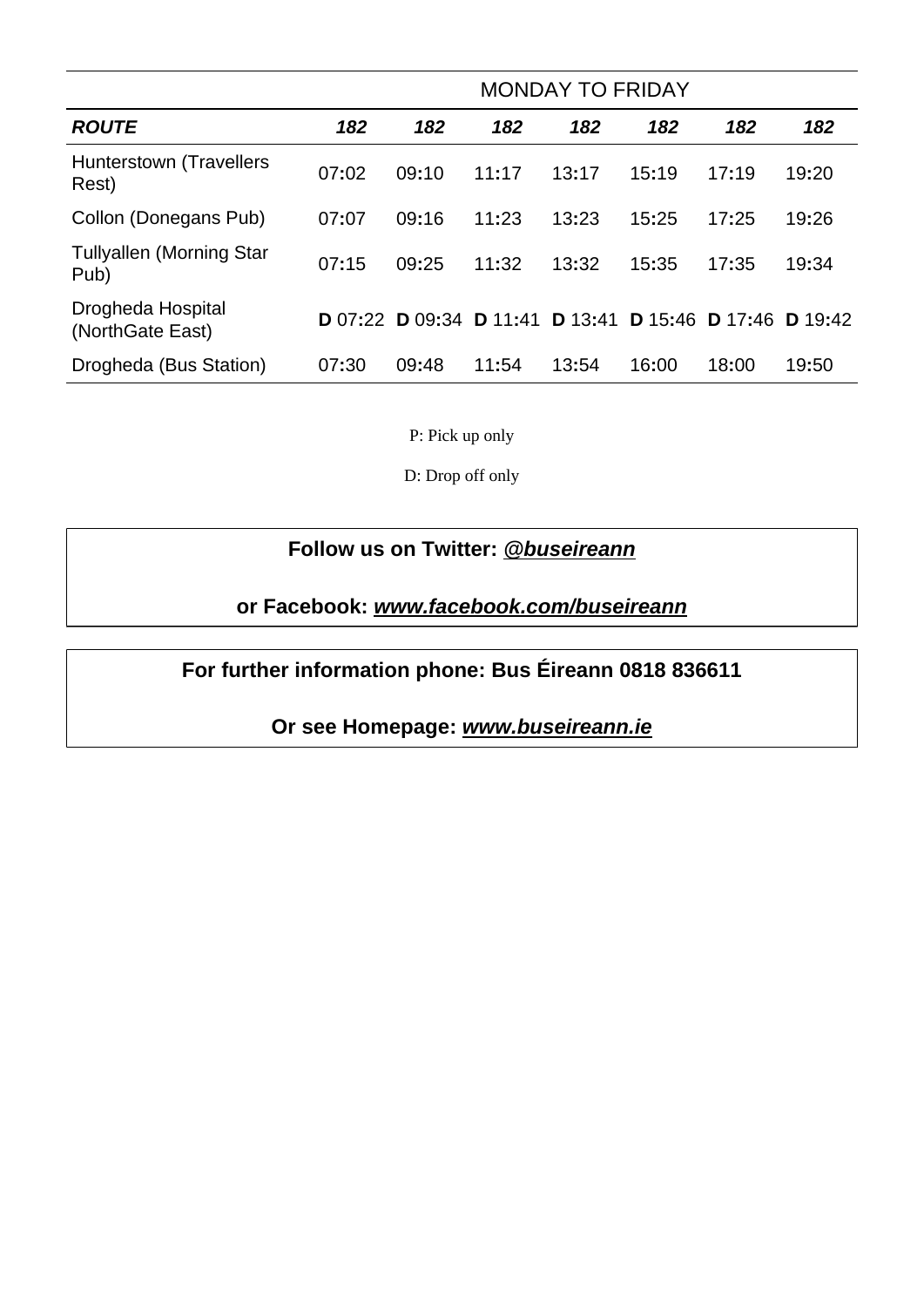| | MONDAY TO FRIDAY | | | | | | |
|---|---|---|---|---|---|---|---|
| ***ROUTE*** | ***182*** | ***182*** | ***182*** | ***182*** | ***182*** | ***182*** | ***182*** |
| Hunterstown (Travellers Rest) | 07:02 | 09:10 | 11:17 | 13:17 | 15:19 | 17:19 | 19:20 |
| Collon (Donegans Pub) | 07:07 | 09:16 | 11:23 | 13:23 | 15:25 | 17:25 | 19:26 |
| Tullyallen (Morning Star Pub) | 07:15 | 09:25 | 11:32 | 13:32 | 15:35 | 17:35 | 19:34 |
| Drogheda Hospital (NorthGate East) | **D** 07:22 | **D** 09:34 | **D** 11:41 | **D** 13:41 | **D** 15:46 | **D** 17:46 | **D** 19:42 |
| Drogheda (Bus Station) | 07:30 | 09:48 | 11:54 | 13:54 | 16:00 | 18:00 | 19:50 |

P: Pick up only

D: Drop off only

**Follow us on Twitter: *@buseireann***

**or Facebook: *www.facebook.com/buseireann***

**For further information phone: Bus Éireann 0818 836611**

**Or see Homepage: *www.buseireann.ie***